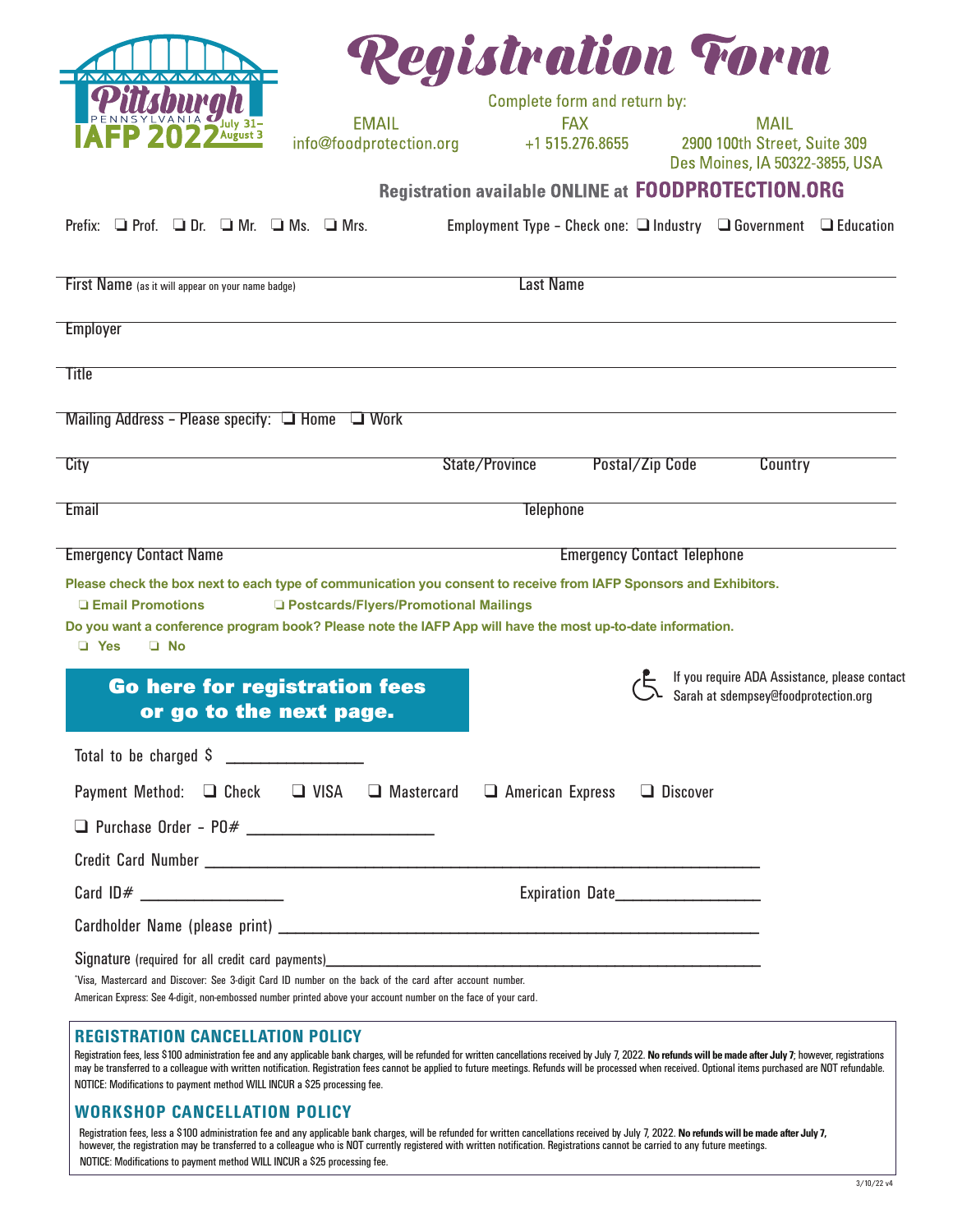# Registration Form

Pittsburgh PENNSYLVANIA IAFP 2022 July 31–August 3

Complete form and return by:

EMAIL info@foodprotection.org

FAX +1 515.276.8655

MAIL 2900 100th Street, Suite 309 Des Moines, IA 50322-3855, USA

**Registration available ONLINE at FOODPROTECTION.ORG**

Prefix: ❑ Prof. ❑ Dr. ❑ Mr. ❑ Ms. ❑ Mrs.

Employment Type – Check one: ❑ Industry ❑ Government ❑ Education

First Name (as it will appear on your name badge) Last Name

Employer

Title

Mailing Address – Please specify: ❑ Home ❑ Work

City State/Province Postal/Zip Code Country

Email Telephone

Emergency Contact Name Emergency Contact Telephone

**Please check the box next to each type of communication you consent to receive from IAFP Sponsors and Exhibitors.**

**❑ Email Promotions ❑ Postcards/Flyers/Promotional Mailings**

**Do you want a conference program book? Please note the IAFP App will have the most up-to-date information.**

**❑ Yes ❑ No**

**Go here for registration fees or go to the next page.**

If you require ADA Assistance, please contact Sarah at sdempsey@foodprotection.org

Total to be charged $ ________________

Payment Method: ❑ Check ❑ VISA ❑ Mastercard ❑ American Express ❑ Discover

❑ Purchase Order – PO# ______________________

Credit Card Number ______________________________________________________________

Card ID# __________________ Expiration Date__________________

Cardholder Name (please print) ______________________________________________________

Signature (required for all credit card payments)______________________________________________

*Visa, Mastercard and Discover: See 3-digit Card ID number on the back of the card after account number.
American Express: See 4-digit, non-embossed number printed above your account number on the face of your card.

## REGISTRATION CANCELLATION POLICY

Registration fees, less $100 administration fee and any applicable bank charges, will be refunded for written cancellations received by July 7, 2022. **No refunds will be made after July 7**; however, registrations may be transferred to a colleague with written notification. Registration fees cannot be applied to future meetings. Refunds will be processed when received. Optional items purchased are NOT refundable.
NOTICE: Modifications to payment method WILL INCUR a $25 processing fee.

## WORKSHOP CANCELLATION POLICY

Registration fees, less a $100 administration fee and any applicable bank charges, will be refunded for written cancellations received by July 7, 2022. **No refunds will be made after July 7,** however, the registration may be transferred to a colleague who is NOT currently registered with written notification. Registrations cannot be carried to any future meetings.
NOTICE: Modifications to payment method WILL INCUR a $25 processing fee.

3/10/22 v4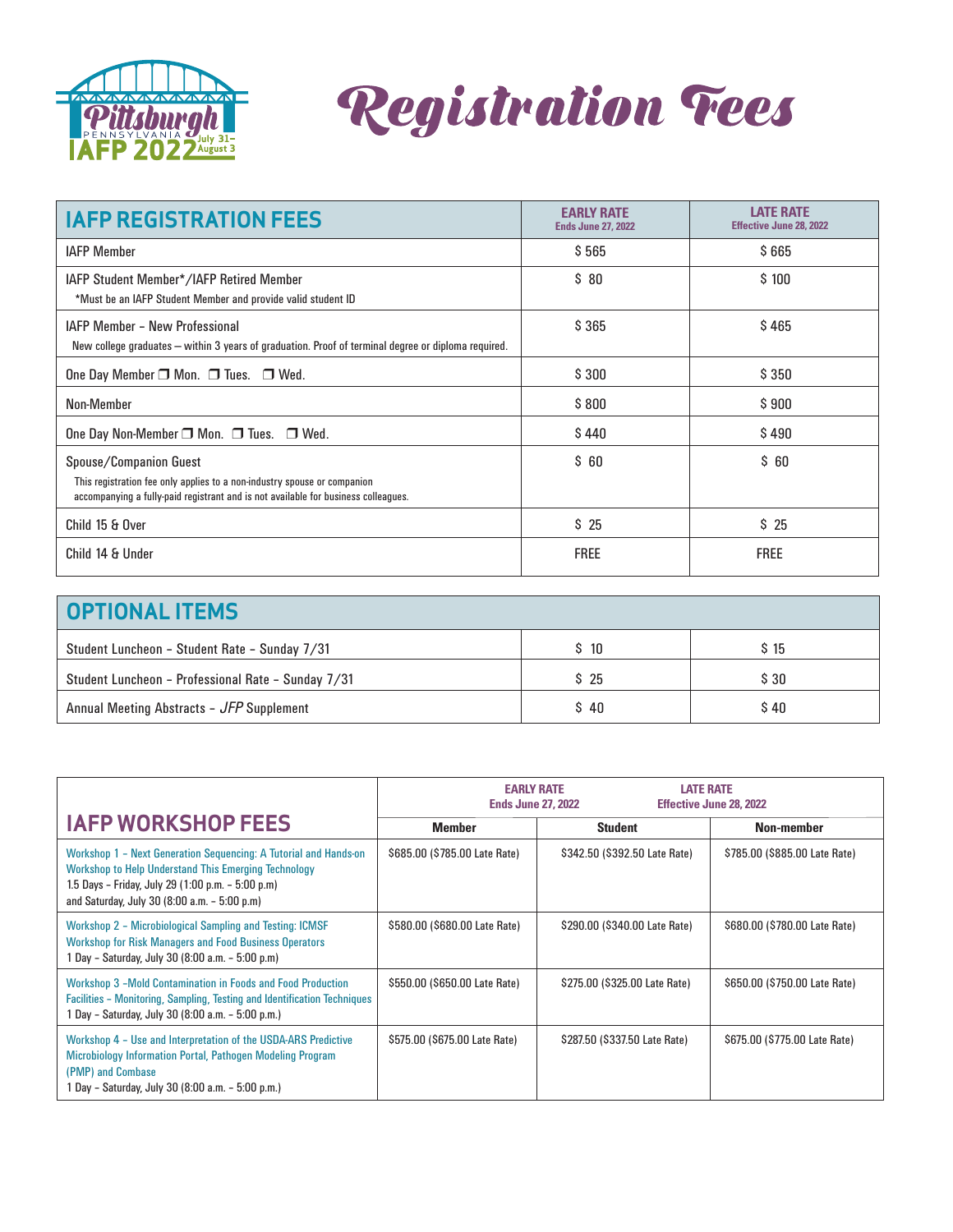Pittsburgh PENNSYLVANIA IAFP 2022 July 31–August 3

# Registration Fees

| IAFP REGISTRATION FEES | EARLY RATE Ends June 27, 2022 | LATE RATE Effective June 28, 2022 |
|---|---|---|
| IAFP Member | $ 565 | $ 665 |
| IAFP Student Member*/IAFP Retired Member<br>*Must be an IAFP Student Member and provide valid student ID | $ 80 | $ 100 |
| IAFP Member – New Professional<br>New college graduates – within 3 years of graduation. Proof of terminal degree or diploma required. | $ 365 | $ 465 |
| One Day Member ❒ Mon. ❒ Tues. ❒ Wed. | $ 300 | $ 350 |
| Non-Member | $ 800 | $ 900 |
| One Day Non-Member ❒ Mon. ❒ Tues. ❒ Wed. | $ 440 | $ 490 |
| Spouse/Companion Guest<br>This registration fee only applies to a non-industry spouse or companion accompanying a fully-paid registrant and is not available for business colleagues. | $ 60 | $ 60 |
| Child 15 & Over | $ 25 | $ 25 |
| Child 14 & Under | FREE | FREE |

| OPTIONAL ITEMS | | |
|---|---|---|
| Student Luncheon – Student Rate – Sunday 7/31 | $ 10 | $ 15 |
| Student Luncheon – Professional Rate – Sunday 7/31 | $ 25 | $ 30 |
| Annual Meeting Abstracts – *JFP* Supplement | $ 40 | $ 40 |

| IAFP WORKSHOP FEES | EARLY RATE Ends June 27, 2022 / LATE RATE Effective June 28, 2022 | | |
|---|---|---|---|
| | Member | Student | Non-member |
| Workshop 1 – Next Generation Sequencing: A Tutorial and Hands-on Workshop to Help Understand This Emerging Technology<br>1.5 Days – Friday, July 29 (1:00 p.m. – 5:00 p.m) and Saturday, July 30 (8:00 a.m. – 5:00 p.m) | $685.00 ($785.00 Late Rate) | $342.50 ($392.50 Late Rate) | $785.00 ($885.00 Late Rate) |
| Workshop 2 – Microbiological Sampling and Testing: ICMSF Workshop for Risk Managers and Food Business Operators<br>1 Day – Saturday, July 30 (8:00 a.m. – 5:00 p.m.) | $580.00 ($680.00 Late Rate) | $290.00 ($340.00 Late Rate) | $680.00 ($780.00 Late Rate) |
| Workshop 3 –Mold Contamination in Foods and Food Production Facilities – Monitoring, Sampling, Testing and Identification Techniques<br>1 Day – Saturday, July 30 (8:00 a.m. – 5:00 p.m.) | $550.00 ($650.00 Late Rate) | $275.00 ($325.00 Late Rate) | $650.00 ($750.00 Late Rate) |
| Workshop 4 – Use and Interpretation of the USDA-ARS Predictive Microbiology Information Portal, Pathogen Modeling Program (PMP) and Combase<br>1 Day – Saturday, July 30 (8:00 a.m. – 5:00 p.m.) | $575.00 ($675.00 Late Rate) | $287.50 ($337.50 Late Rate) | $675.00 ($775.00 Late Rate) |